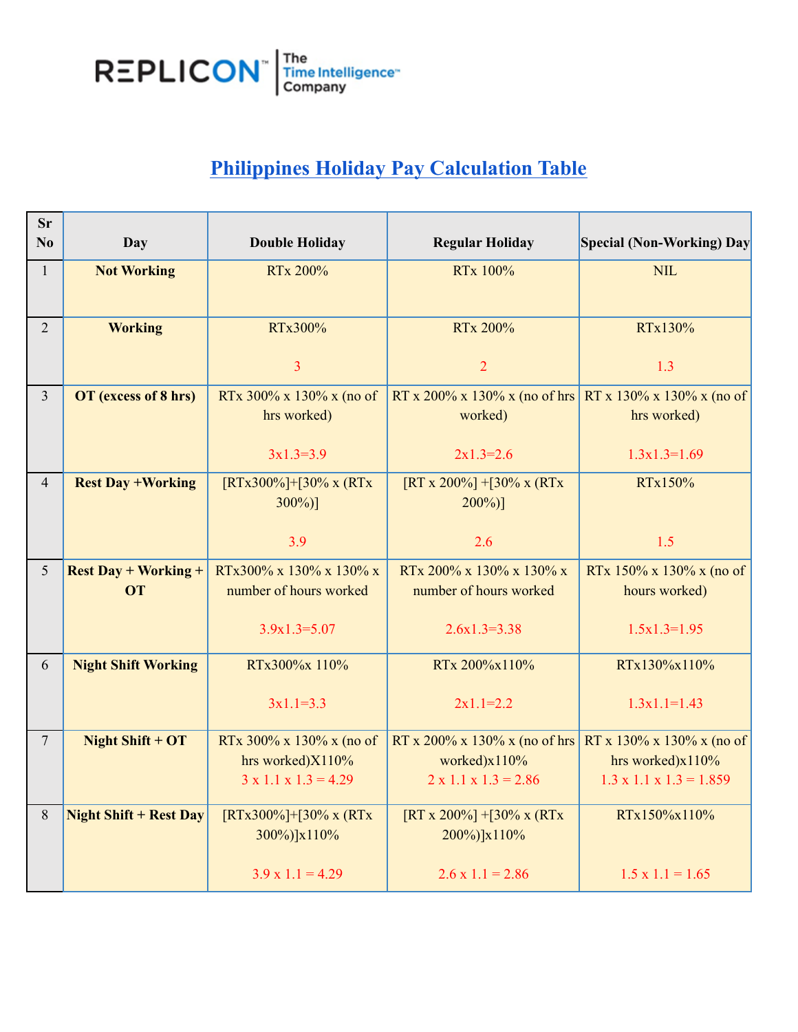REPLICON™ The Time Intelligence™ Company

# Philippines Holiday Pay Calculation Table

| Sr No | Day | Double Holiday | Regular Holiday | Special (Non-Working) Day |
|---|---|---|---|---|
| 1 | **Not Working** | RTx 200% | RTx 100% | NIL |
| 2 | **Working** | RTx300%<br><br>3 | RTx 200%<br><br>2 | RTx130%<br><br>1.3 |
| 3 | **OT (excess of 8 hrs)** | RTx 300% x 130% x (no of hrs worked)<br><br>3x1.3=3.9 | RT x 200% x 130% x (no of hrs worked)<br><br>2x1.3=2.6 | RT x 130% x 130% x (no of hrs worked)<br><br>1.3x1.3=1.69 |
| 4 | **Rest Day +Working** | [RTx300%]+[30% x (RTx 300%)]<br><br>3.9 | [RT x 200%] +[30% x (RTx 200%)]<br><br>2.6 | RTx150%<br><br>1.5 |
| 5 | **Rest Day + Working + OT** | RTx300% x 130% x 130% x number of hours worked<br><br>3.9x1.3=5.07 | RTx 200% x 130% x 130% x number of hours worked<br><br>2.6x1.3=3.38 | RTx 150% x 130% x (no of hours worked)<br><br>1.5x1.3=1.95 |
| 6 | **Night Shift Working** | RTx300%x 110%<br><br>3x1.1=3.3 | RTx 200%x110%<br><br>2x1.1=2.2 | RTx130%x110%<br><br>1.3x1.1=1.43 |
| 7 | **Night Shift + OT** | RTx 300% x 130% x (no of hrs worked)X110%<br>3 x 1.1 x 1.3 = 4.29 | RT x 200% x 130% x (no of hrs worked)x110%<br>2 x 1.1 x 1.3 = 2.86 | RT x 130% x 130% x (no of hrs worked)x110%<br>1.3 x 1.1 x 1.3 = 1.859 |
| 8 | **Night Shift + Rest Day** | [RTx300%]+[30% x (RTx 300%)]x110%<br><br>3.9 x 1.1 = 4.29 | [RT x 200%] +[30% x (RTx 200%)]x110%<br><br>2.6 x 1.1 = 2.86 | RTx150%x110%<br><br>1.5 x 1.1 = 1.65 |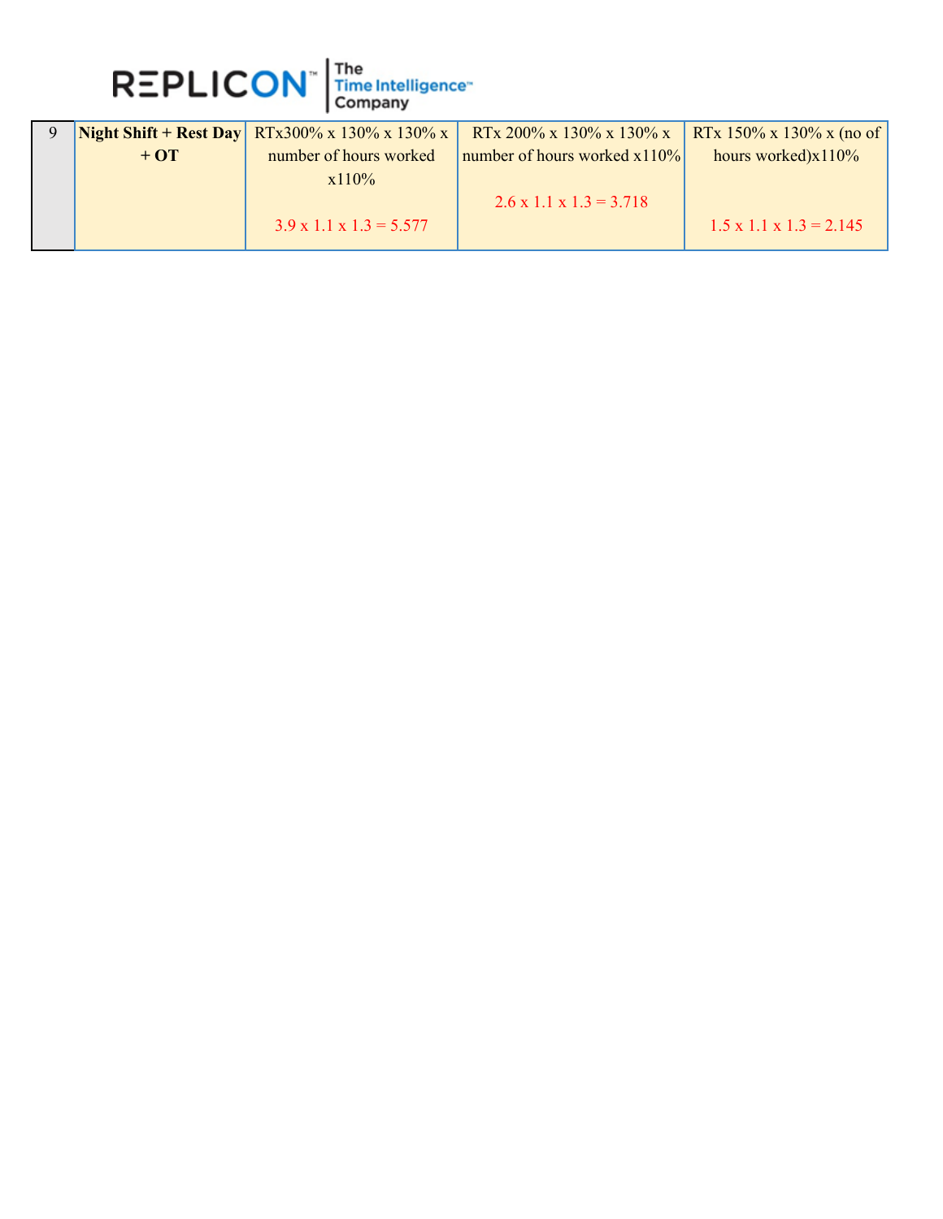| | | | | |
|---|---|---|---|---|
| 9 | **Night Shift + Rest Day + OT** | RTx300% x 130% x 130% x number of hours worked x110%<br><br>3.9 x 1.1 x 1.3 = 5.577 | RTx 200% x 130% x 130% x number of hours worked x110%<br><br>2.6 x 1.1 x 1.3 = 3.718 | RTx 150% x 130% x (no of hours worked)x110%<br><br>1.5 x 1.1 x 1.3 = 2.145 |